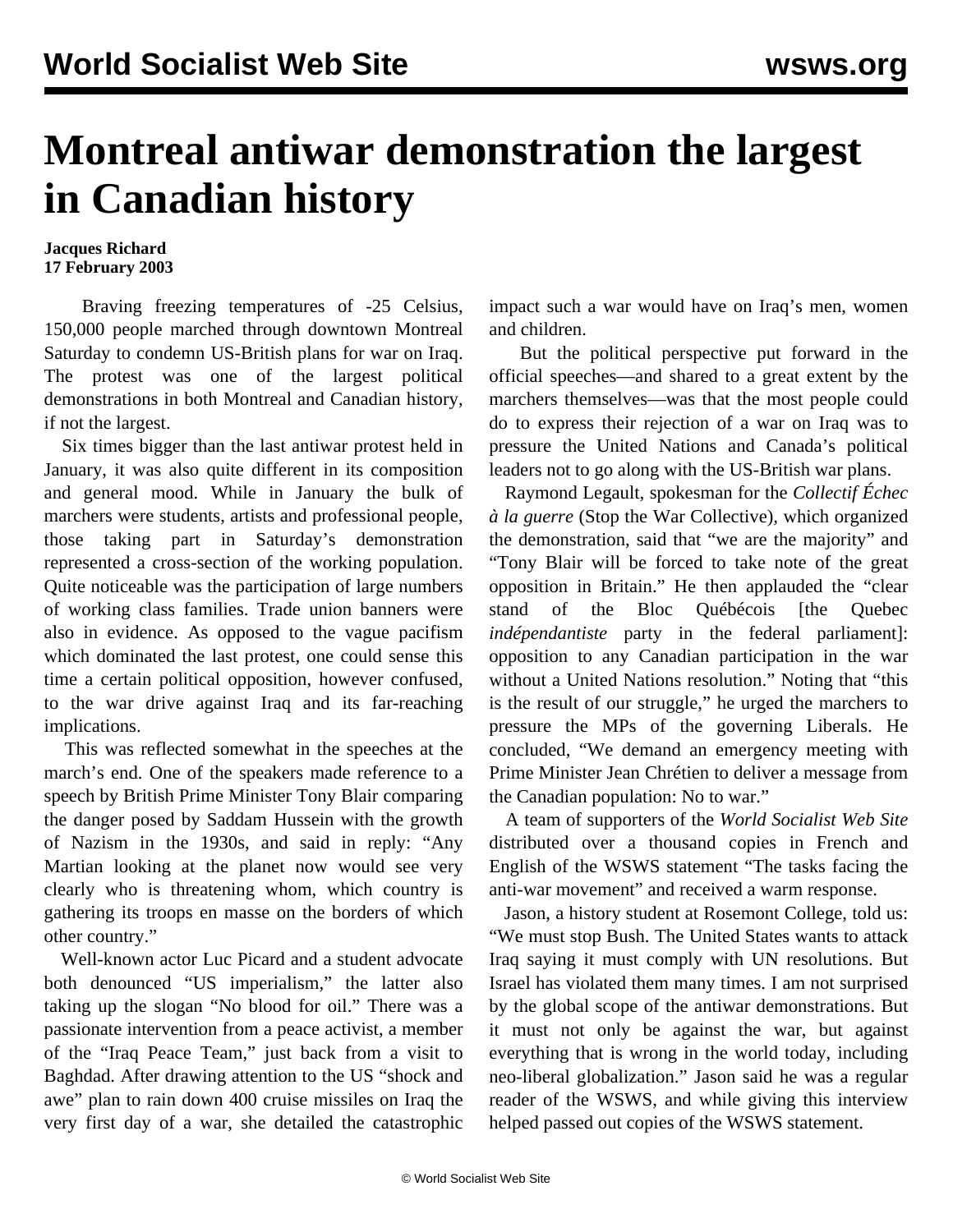# Montreal antiwar demonstration the largest in Canadian history

**Jacques Richard**
**17 February 2003**

Braving freezing temperatures of -25 Celsius, 150,000 people marched through downtown Montreal Saturday to condemn US-British plans for war on Iraq. The protest was one of the largest political demonstrations in both Montreal and Canadian history, if not the largest.

Six times bigger than the last antiwar protest held in January, it was also quite different in its composition and general mood. While in January the bulk of marchers were students, artists and professional people, those taking part in Saturday's demonstration represented a cross-section of the working population. Quite noticeable was the participation of large numbers of working class families. Trade union banners were also in evidence. As opposed to the vague pacifism which dominated the last protest, one could sense this time a certain political opposition, however confused, to the war drive against Iraq and its far-reaching implications.

This was reflected somewhat in the speeches at the march's end. One of the speakers made reference to a speech by British Prime Minister Tony Blair comparing the danger posed by Saddam Hussein with the growth of Nazism in the 1930s, and said in reply: "Any Martian looking at the planet now would see very clearly who is threatening whom, which country is gathering its troops en masse on the borders of which other country."

Well-known actor Luc Picard and a student advocate both denounced "US imperialism," the latter also taking up the slogan "No blood for oil." There was a passionate intervention from a peace activist, a member of the "Iraq Peace Team," just back from a visit to Baghdad. After drawing attention to the US "shock and awe" plan to rain down 400 cruise missiles on Iraq the very first day of a war, she detailed the catastrophic impact such a war would have on Iraq's men, women and children.

But the political perspective put forward in the official speeches—and shared to a great extent by the marchers themselves—was that the most people could do to express their rejection of a war on Iraq was to pressure the United Nations and Canada's political leaders not to go along with the US-British war plans.

Raymond Legault, spokesman for the *Collectif Échec à la guerre* (Stop the War Collective), which organized the demonstration, said that "we are the majority" and "Tony Blair will be forced to take note of the great opposition in Britain." He then applauded the "clear stand of the Bloc Québécois [the Quebec *indépendantiste* party in the federal parliament]: opposition to any Canadian participation in the war without a United Nations resolution." Noting that "this is the result of our struggle," he urged the marchers to pressure the MPs of the governing Liberals. He concluded, "We demand an emergency meeting with Prime Minister Jean Chrétien to deliver a message from the Canadian population: No to war."

A team of supporters of the *World Socialist Web Site* distributed over a thousand copies in French and English of the WSWS statement "The tasks facing the anti-war movement" and received a warm response.

Jason, a history student at Rosemont College, told us: "We must stop Bush. The United States wants to attack Iraq saying it must comply with UN resolutions. But Israel has violated them many times. I am not surprised by the global scope of the antiwar demonstrations. But it must not only be against the war, but against everything that is wrong in the world today, including neo-liberal globalization." Jason said he was a regular reader of the WSWS, and while giving this interview helped passed out copies of the WSWS statement.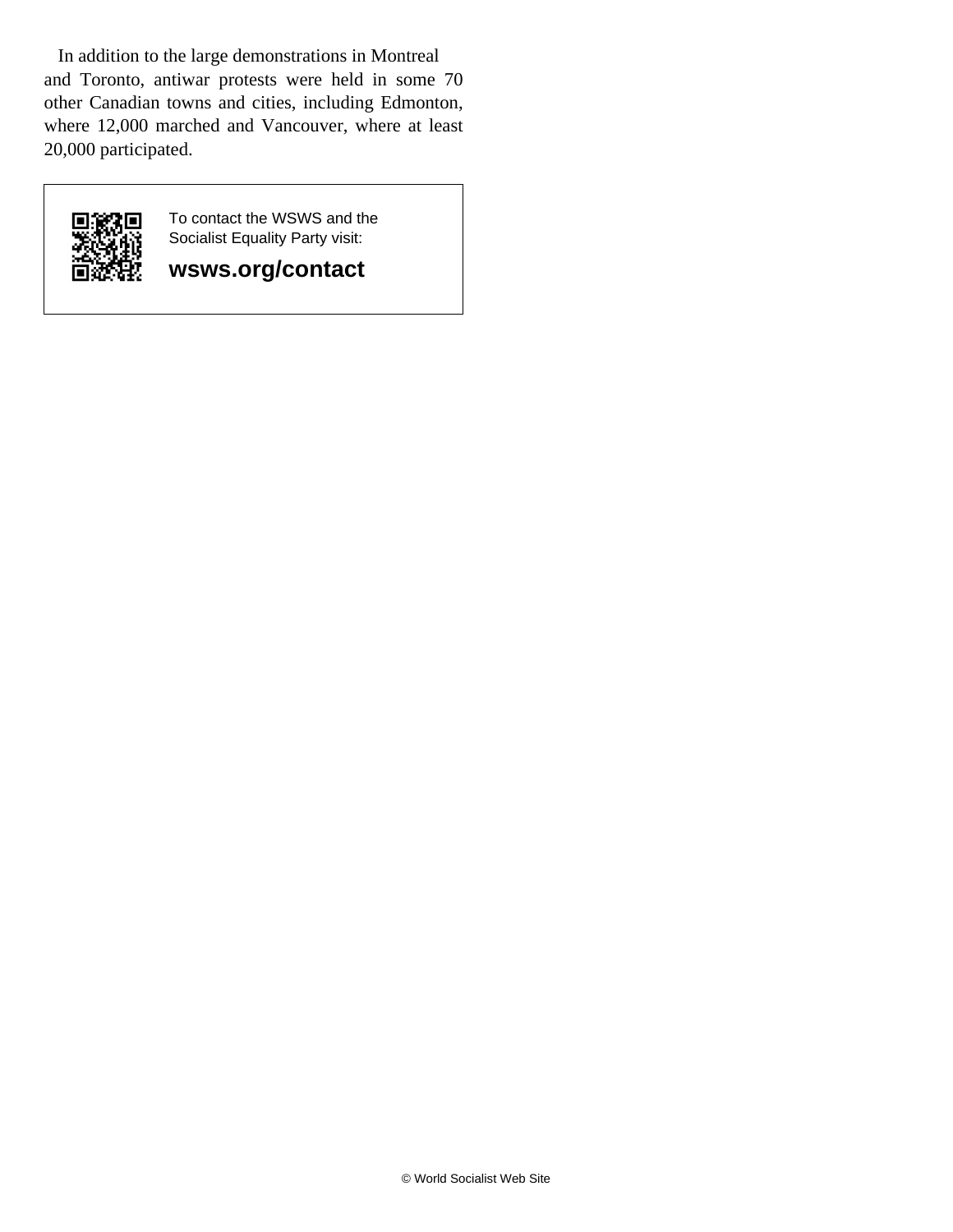In addition to the large demonstrations in Montreal and Toronto, antiwar protests were held in some 70 other Canadian towns and cities, including Edmonton, where 12,000 marched and Vancouver, where at least 20,000 participated.

To contact the WSWS and the Socialist Equality Party visit:

**wsws.org/contact**